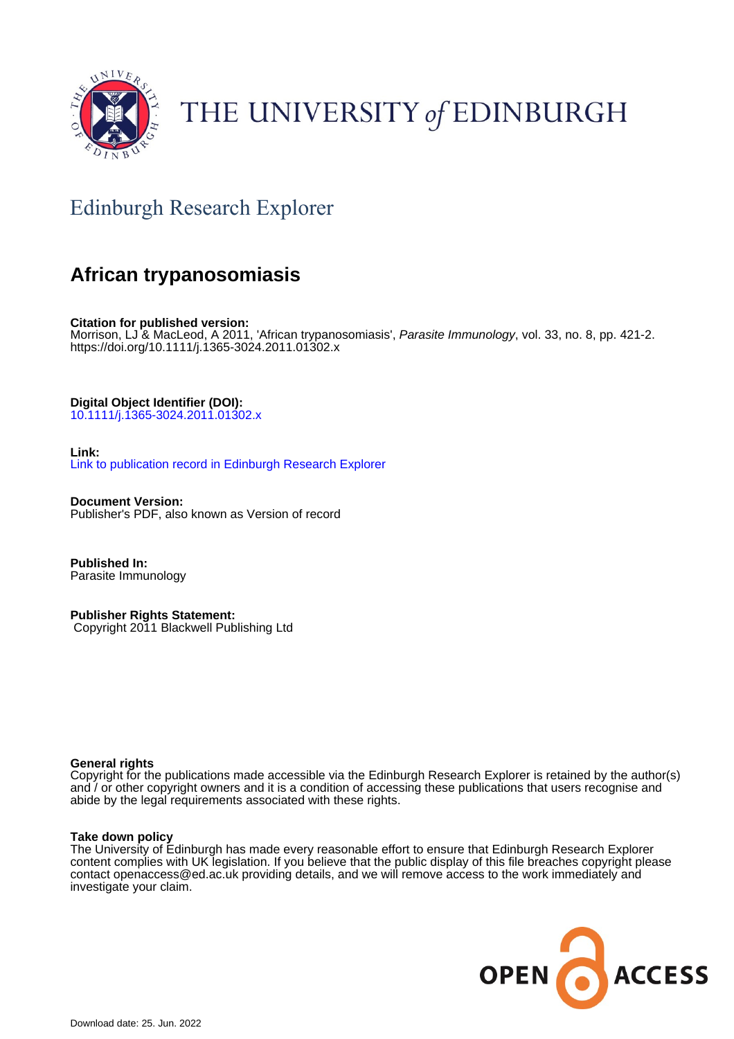THE UNIVERSITY *of* EDINBURGH

## Edinburgh Research Explorer

# African trypanosomiasis

**Citation for published version:**
Morrison, LJ & MacLeod, A 2011, 'African trypanosomiasis', *Parasite Immunology*, vol. 33, no. 8, pp. 421-2. https://doi.org/10.1111/j.1365-3024.2011.01302.x

**Digital Object Identifier (DOI):**
10.1111/j.1365-3024.2011.01302.x

**Link:**
Link to publication record in Edinburgh Research Explorer

**Document Version:**
Publisher's PDF, also known as Version of record

**Published In:**
Parasite Immunology

**Publisher Rights Statement:**
Copyright 2011 Blackwell Publishing Ltd

**General rights**
Copyright for the publications made accessible via the Edinburgh Research Explorer is retained by the author(s) and / or other copyright owners and it is a condition of accessing these publications that users recognise and abide by the legal requirements associated with these rights.

**Take down policy**
The University of Edinburgh has made every reasonable effort to ensure that Edinburgh Research Explorer content complies with UK legislation. If you believe that the public display of this file breaches copyright please contact openaccess@ed.ac.uk providing details, and we will remove access to the work immediately and investigate your claim.

OPEN ACCESS

Download date: 25. Jun. 2022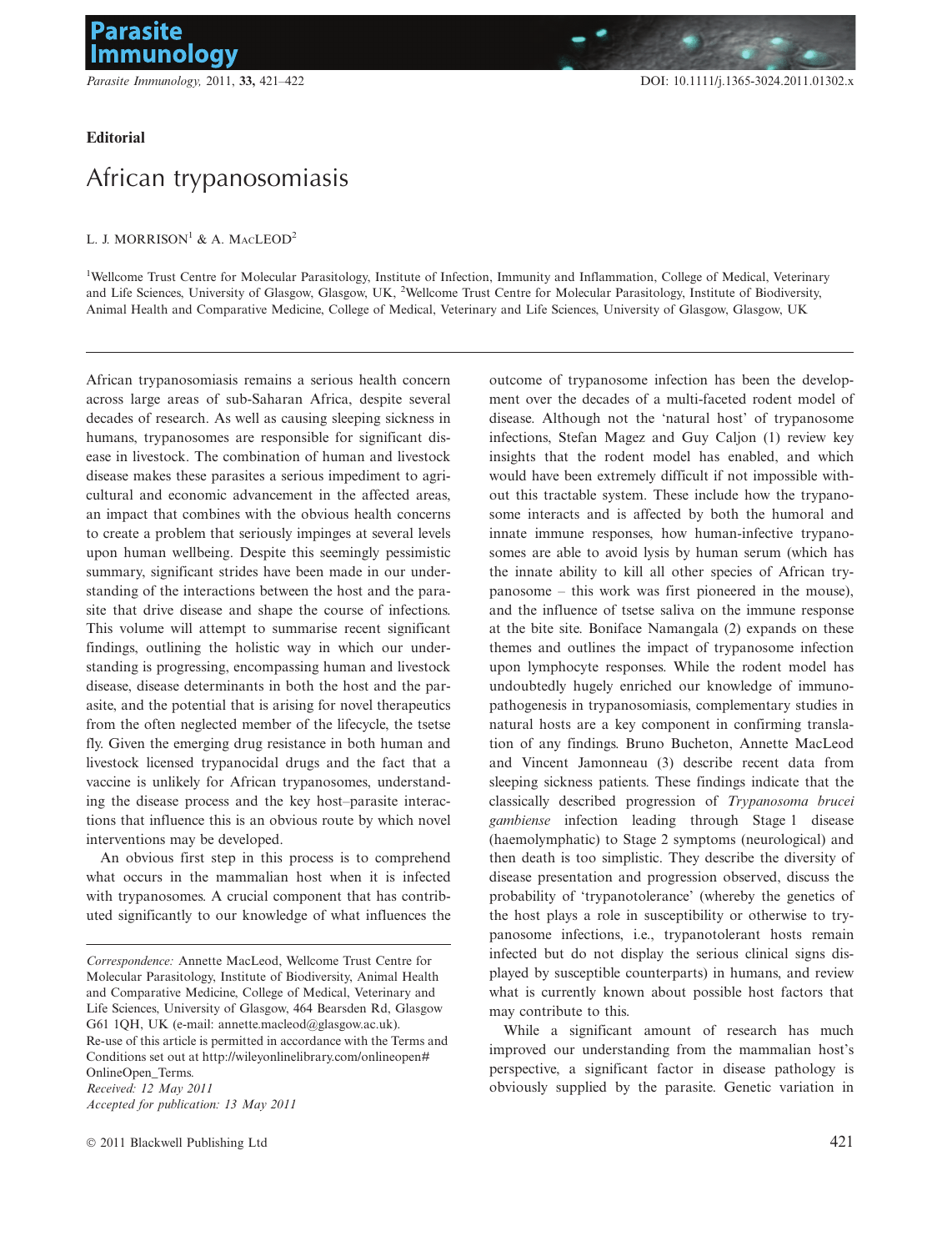**Editorial**

# African trypanosomiasis

L. J. MORRISON[1] & A. MACLEOD[2]

[1]Wellcome Trust Centre for Molecular Parasitology, Institute of Infection, Immunity and Inflammation, College of Medical, Veterinary and Life Sciences, University of Glasgow, Glasgow, UK, [2]Wellcome Trust Centre for Molecular Parasitology, Institute of Biodiversity, Animal Health and Comparative Medicine, College of Medical, Veterinary and Life Sciences, University of Glasgow, Glasgow, UK

African trypanosomiasis remains a serious health concern across large areas of sub-Saharan Africa, despite several decades of research. As well as causing sleeping sickness in humans, trypanosomes are responsible for significant disease in livestock. The combination of human and livestock disease makes these parasites a serious impediment to agricultural and economic advancement in the affected areas, an impact that combines with the obvious health concerns to create a problem that seriously impinges at several levels upon human wellbeing. Despite this seemingly pessimistic summary, significant strides have been made in our understanding of the interactions between the host and the parasite that drive disease and shape the course of infections. This volume will attempt to summarise recent significant findings, outlining the holistic way in which our understanding is progressing, encompassing human and livestock disease, disease determinants in both the host and the parasite, and the potential that is arising for novel therapeutics from the often neglected member of the lifecycle, the tsetse fly. Given the emerging drug resistance in both human and livestock licensed trypanocidal drugs and the fact that a vaccine is unlikely for African trypanosomes, understanding the disease process and the key host–parasite interactions that influence this is an obvious route by which novel interventions may be developed.

An obvious first step in this process is to comprehend what occurs in the mammalian host when it is infected with trypanosomes. A crucial component that has contributed significantly to our knowledge of what influences the outcome of trypanosome infection has been the development over the decades of a multi-faceted rodent model of disease. Although not the 'natural host' of trypanosome infections, Stefan Magez and Guy Caljon (1) review key insights that the rodent model has enabled, and which would have been extremely difficult if not impossible without this tractable system. These include how the trypanosome interacts and is affected by both the humoral and innate immune responses, how human-infective trypanosomes are able to avoid lysis by human serum (which has the innate ability to kill all other species of African trypanosome – this work was first pioneered in the mouse), and the influence of tsetse saliva on the immune response at the bite site. Boniface Namangala (2) expands on these themes and outlines the impact of trypanosome infection upon lymphocyte responses. While the rodent model has undoubtedly hugely enriched our knowledge of immunopathogenesis in trypanosomiasis, complementary studies in natural hosts are a key component in confirming translation of any findings. Bruno Bucheton, Annette MacLeod and Vincent Jamonneau (3) describe recent data from sleeping sickness patients. These findings indicate that the classically described progression of *Trypanosoma brucei gambiense* infection leading through Stage 1 disease (haemolymphatic) to Stage 2 symptoms (neurological) and then death is too simplistic. They describe the diversity of disease presentation and progression observed, discuss the probability of 'trypanotolerance' (whereby the genetics of the host plays a role in susceptibility or otherwise to trypanosome infections, i.e., trypanotolerant hosts remain infected but do not display the serious clinical signs displayed by susceptible counterparts) in humans, and review what is currently known about possible host factors that may contribute to this.

While a significant amount of research has much improved our understanding from the mammalian host's perspective, a significant factor in disease pathology is obviously supplied by the parasite. Genetic variation in

*Correspondence:* Annette MacLeod, Wellcome Trust Centre for Molecular Parasitology, Institute of Biodiversity, Animal Health and Comparative Medicine, College of Medical, Veterinary and Life Sciences, University of Glasgow, 464 Bearsden Rd, Glasgow G61 1QH, UK (e-mail: annette.macleod@glasgow.ac.uk).
Re-use of this article is permitted in accordance with the Terms and Conditions set out at http://wileyonlinelibrary.com/onlineopen#OnlineOpen_Terms.
*Received: 12 May 2011*
*Accepted for publication: 13 May 2011*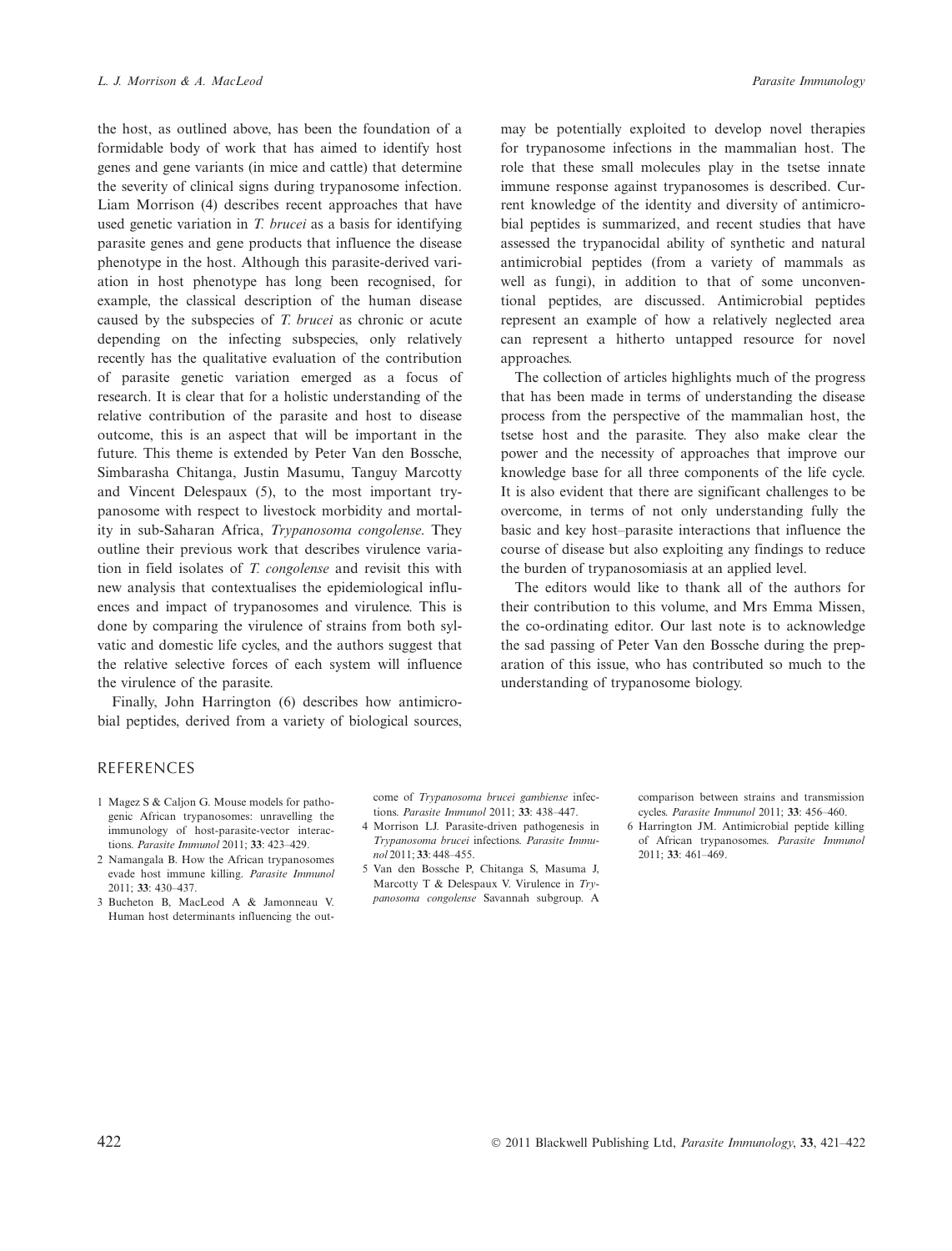the host, as outlined above, has been the foundation of a formidable body of work that has aimed to identify host genes and gene variants (in mice and cattle) that determine the severity of clinical signs during trypanosome infection. Liam Morrison (4) describes recent approaches that have used genetic variation in *T. brucei* as a basis for identifying parasite genes and gene products that influence the disease phenotype in the host. Although this parasite-derived variation in host phenotype has long been recognised, for example, the classical description of the human disease caused by the subspecies of *T. brucei* as chronic or acute depending on the infecting subspecies, only relatively recently has the qualitative evaluation of the contribution of parasite genetic variation emerged as a focus of research. It is clear that for a holistic understanding of the relative contribution of the parasite and host to disease outcome, this is an aspect that will be important in the future. This theme is extended by Peter Van den Bossche, Simbarasha Chitanga, Justin Masumu, Tanguy Marcotty and Vincent Delespaux (5), to the most important trypanosome with respect to livestock morbidity and mortality in sub-Saharan Africa, *Trypanosoma congolense*. They outline their previous work that describes virulence variation in field isolates of *T. congolense* and revisit this with new analysis that contextualises the epidemiological influences and impact of trypanosomes and virulence. This is done by comparing the virulence of strains from both sylvatic and domestic life cycles, and the authors suggest that the relative selective forces of each system will influence the virulence of the parasite.

Finally, John Harrington (6) describes how antimicrobial peptides, derived from a variety of biological sources, may be potentially exploited to develop novel therapies for trypanosome infections in the mammalian host. The role that these small molecules play in the tsetse innate immune response against trypanosomes is described. Current knowledge of the identity and diversity of antimicrobial peptides is summarized, and recent studies that have assessed the trypanocidal ability of synthetic and natural antimicrobial peptides (from a variety of mammals as well as fungi), in addition to that of some unconventional peptides, are discussed. Antimicrobial peptides represent an example of how a relatively neglected area can represent a hitherto untapped resource for novel approaches.

The collection of articles highlights much of the progress that has been made in terms of understanding the disease process from the perspective of the mammalian host, the tsetse host and the parasite. They also make clear the power and the necessity of approaches that improve our knowledge base for all three components of the life cycle. It is also evident that there are significant challenges to be overcome, in terms of not only understanding fully the basic and key host–parasite interactions that influence the course of disease but also exploiting any findings to reduce the burden of trypanosomiasis at an applied level.

The editors would like to thank all of the authors for their contribution to this volume, and Mrs Emma Missen, the co-ordinating editor. Our last note is to acknowledge the sad passing of Peter Van den Bossche during the preparation of this issue, who has contributed so much to the understanding of trypanosome biology.

## REFERENCES

1 Magez S & Caljon G. Mouse models for pathogenic African trypanosomes: unravelling the immunology of host-parasite-vector interactions. *Parasite Immunol* 2011; **33**: 423–429.

2 Namangala B. How the African trypanosomes evade host immune killing. *Parasite Immunol* 2011; **33**: 430–437.

3 Bucheton B, MacLeod A & Jamonneau V. Human host determinants influencing the outcome of *Trypanosoma brucei gambiense* infections. *Parasite Immunol* 2011; **33**: 438–447.

4 Morrison LJ. Parasite-driven pathogenesis in *Trypanosoma brucei* infections. *Parasite Immunol* 2011; **33**: 448–455.

5 Van den Bossche P, Chitanga S, Masuma J, Marcotty T & Delespaux V. Virulence in *Trypanosoma congolense* Savannah subgroup. A comparison between strains and transmission cycles. *Parasite Immunol* 2011; **33**: 456–460.

6 Harrington JM. Antimicrobial peptide killing of African trypanosomes. *Parasite Immunol* 2011; **33**: 461–469.